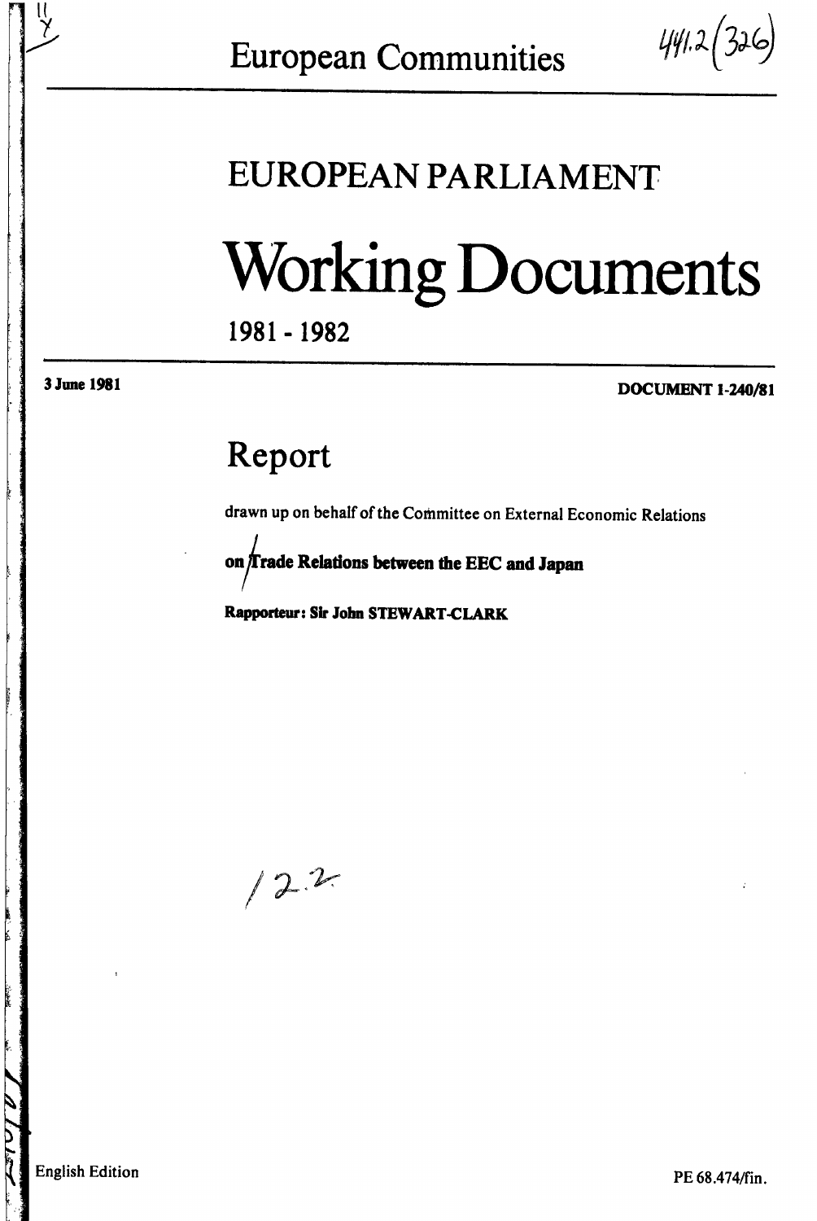European Communities

# EUROPEAN PARLIAMENT

# Working Documents

1981 - 1982

**3 June 1981** **DOCUMENT 1-240/81**

## Report

drawn up on behalf of the Committee on External Economic Relations

**on Trade Relations between the EEC and Japan**

**Rapporteur: Sir John STEWART-CLARK**

English Edition

PE 68.474/fin.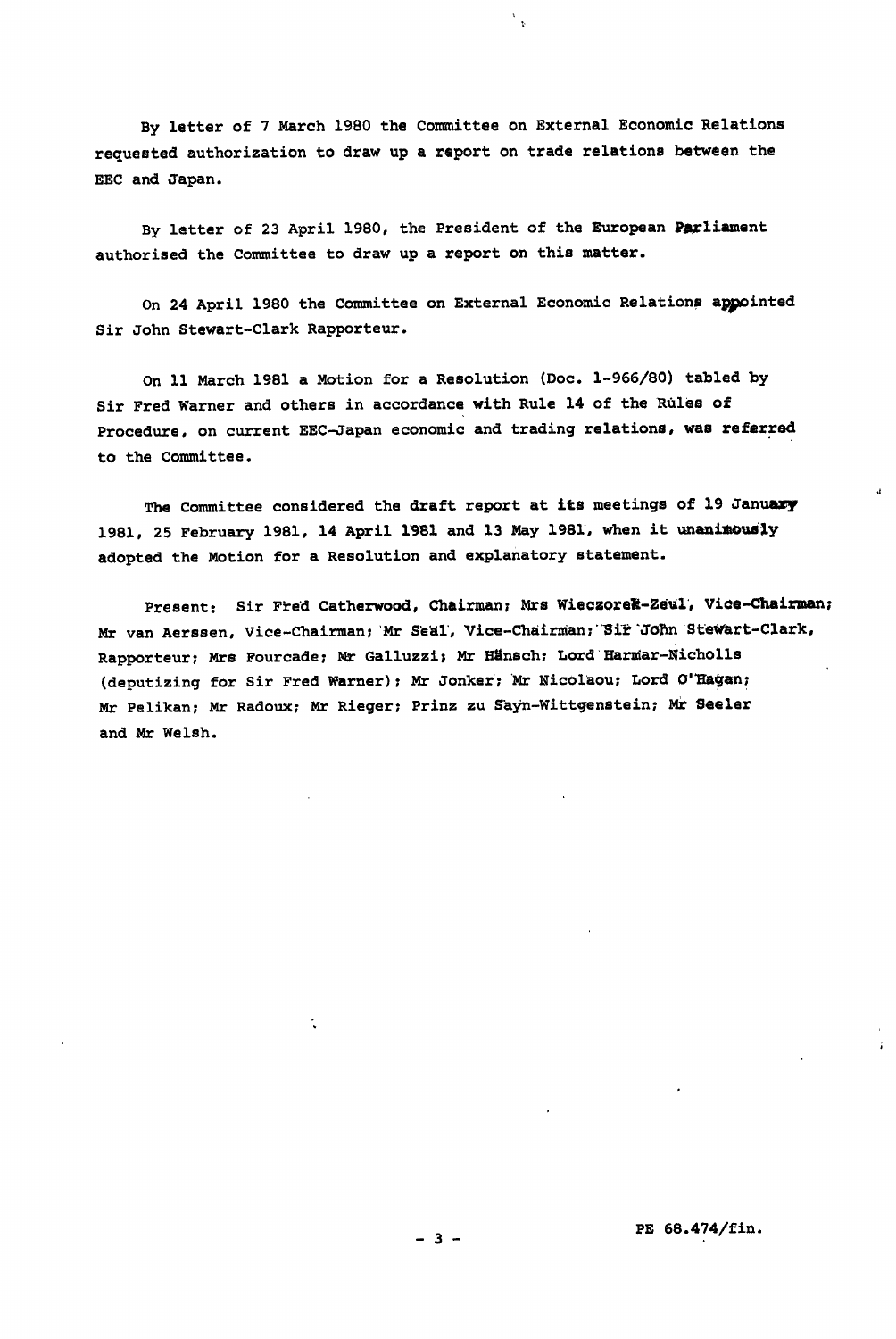By letter of 7 March 1980 the Committee on External Economic Relations requested authorization to draw up a report on trade relations between the EEC and Japan.

By letter of 23 April 1980, the President of the European Parliament authorised the Committee to draw up a report on this matter.

On 24 April 1980 the Committee on External Economic Relations appointed Sir John Stewart-Clark Rapporteur.

On 11 March 1981 a Motion for a Resolution (Doc. 1-966/80) tabled by Sir Fred Warner and others in accordance with Rule 14 of the Rules of Procedure, on current EEC-Japan economic and trading relations, was referred to the Committee.

The Committee considered the draft report at its meetings of 19 January 1981, 25 February 1981, 14 April 1981 and 13 May 1981, when it unanimously adopted the Motion for a Resolution and explanatory statement.

Present: Sir Fred Catherwood, Chairman; Mrs Wieczorek-Zeul, Vice-Chairman; Mr van Aerssen, Vice-Chairman; Mr Seal, Vice-Chairman; Sir John Stewart-Clark, Rapporteur; Mrs Fourcade; Mr Galluzzi; Mr Hänsch; Lord Harmar-Nicholls (deputizing for Sir Fred Warner); Mr Jonker; Mr Nicolaou; Lord O'Hagan; Mr Pelikan; Mr Radoux; Mr Rieger; Prinz zu Sayn-Wittgenstein; Mr Seeler and Mr Welsh.

PE 68.474/fin.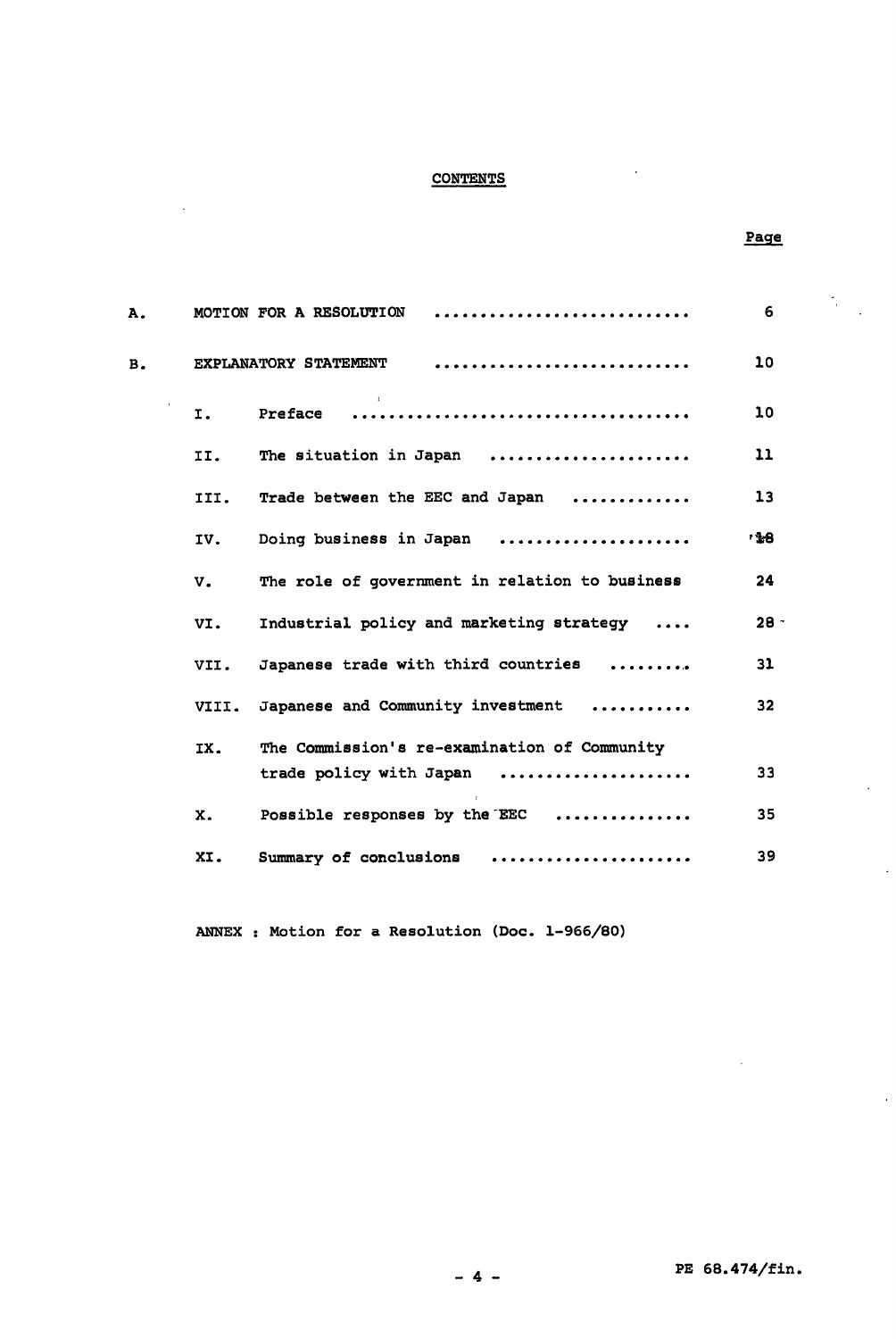## CONTENTS

| | | | Page |
|---|---|---|---|
| A. | MOTION FOR A RESOLUTION | | 6 |
| B. | EXPLANATORY STATEMENT | | 10 |
| | I. | Preface | 10 |
| | II. | The situation in Japan | 11 |
| | III. | Trade between the EEC and Japan | 13 |
| | IV. | Doing business in Japan | 18 |
| | V. | The role of government in relation to business | 24 |
| | VI. | Industrial policy and marketing strategy | 28 |
| | VII. | Japanese trade with third countries | 31 |
| | VIII. | Japanese and Community investment | 32 |
| | IX. | The Commission's re-examination of Community trade policy with Japan | 33 |
| | X. | Possible responses by the EEC | 35 |
| | XI. | Summary of conclusions | 39 |

ANNEX : Motion for a Resolution (Doc. 1-966/80)

PE 68.474/fin.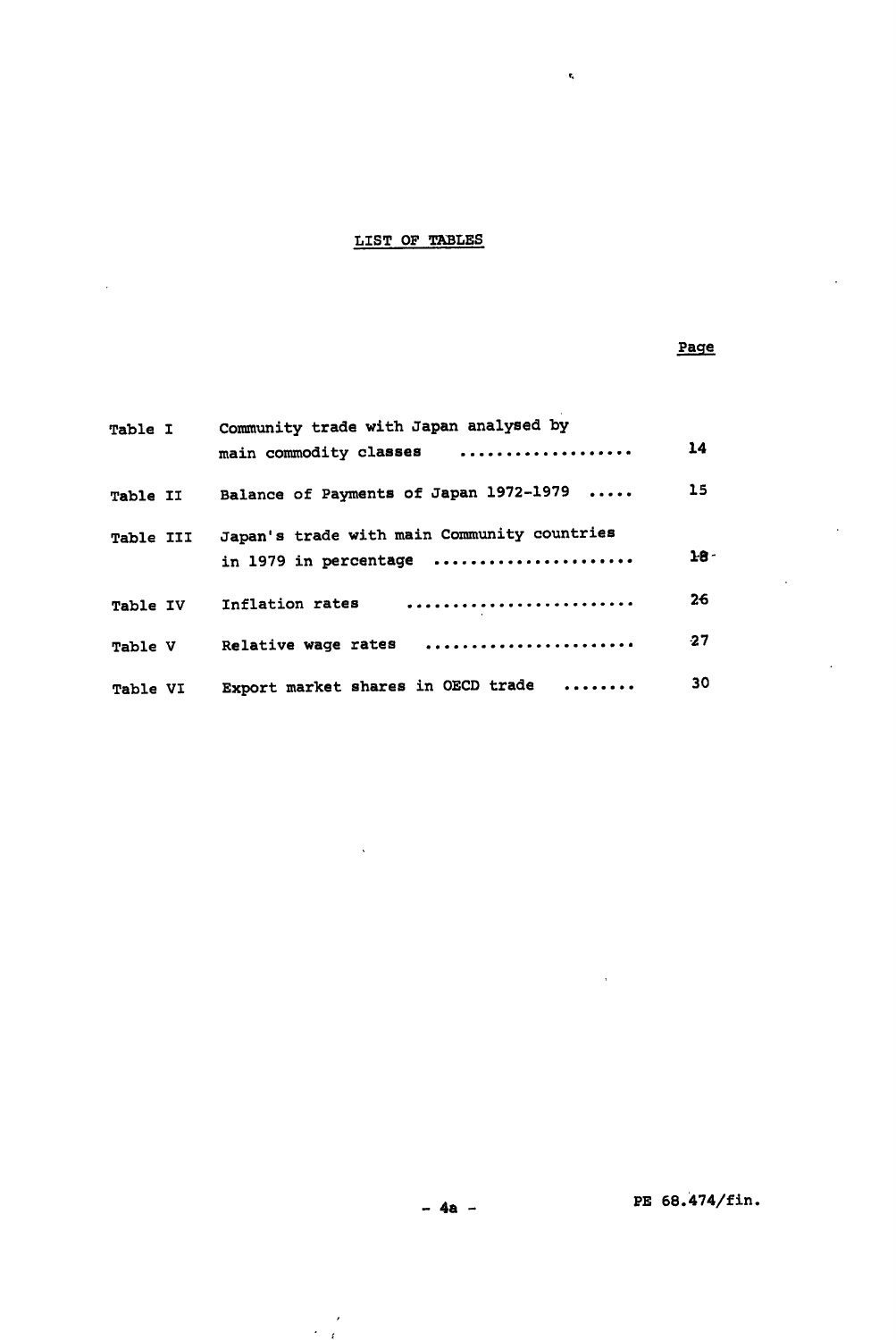## LIST OF TABLES

| | | Page |
|---|---|---|
| Table I | Community trade with Japan analysed by main commodity classes .................. | 14 |
| Table II | Balance of Payments of Japan 1972-1979 ..... | 15 |
| Table III | Japan's trade with main Community countries in 1979 in percentage ..................... | 18 |
| Table IV | Inflation rates ......................... | 26 |
| Table V | Relative wage rates ...................... | 27 |
| Table VI | Export market shares in OECD trade ........ | 30 |

PE 68.474/fin.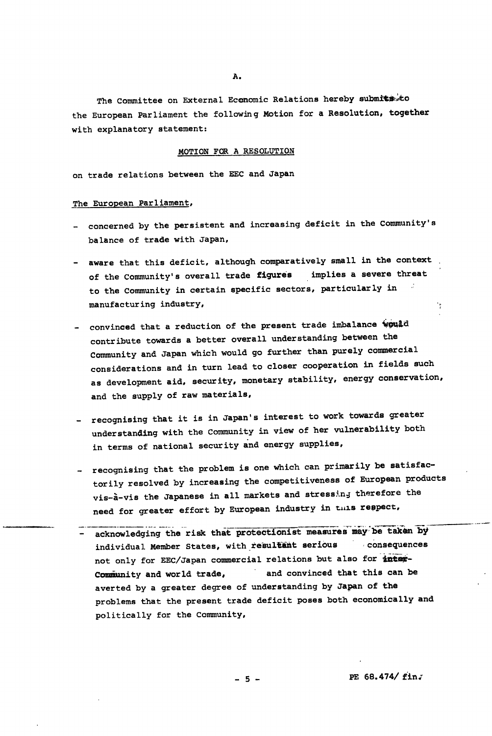A.

The Committee on External Economic Relations hereby submits to the European Parliament the following Motion for a Resolution, together with explanatory statement:

## MOTION FOR A RESOLUTION

on trade relations between the EEC and Japan

The European Parliament,

- concerned by the persistent and increasing deficit in the Community's balance of trade with Japan,
- aware that this deficit, although comparatively small in the context of the Community's overall trade figures implies a severe threat to the Community in certain specific sectors, particularly in manufacturing industry,
- convinced that a reduction of the present trade imbalance would contribute towards a better overall understanding between the Community and Japan which would go further than purely commercial considerations and in turn lead to closer cooperation in fields such as development aid, security, monetary stability, energy conservation, and the supply of raw materials,
- recognising that it is in Japan's interest to work towards greater understanding with the Community in view of her vulnerability both in terms of national security and energy supplies,
- recognising that the problem is one which can primarily be satisfactorily resolved by increasing the competitiveness of European products vis-à-vis the Japanese in all markets and stressing therefore the need for greater effort by European industry in this respect,
- acknowledging the risk that protectionist measures may be taken by individual Member States, with resultant serious consequences not only for EEC/Japan commercial relations but also for inter-Community and world trade, and convinced that this can be averted by a greater degree of understanding by Japan of the problems that the present trade deficit poses both economically and politically for the Community,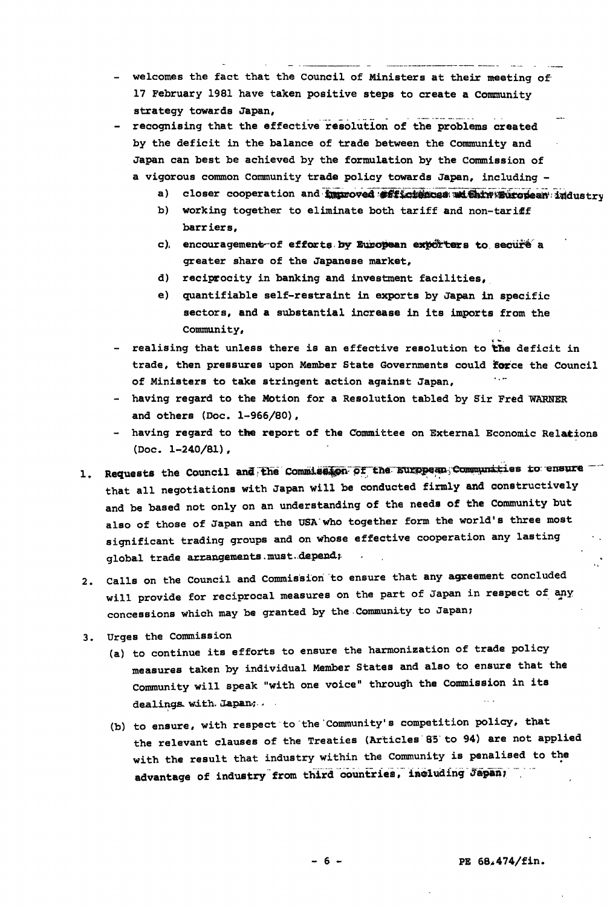- welcomes the fact that the Council of Ministers at their meeting of 17 February 1981 have taken positive steps to create a Community strategy towards Japan,
- recognising that the effective resolution of the problems created by the deficit in the balance of trade between the Community and Japan can best be achieved by the formulation by the Commission of a vigorous common Community trade policy towards Japan, including -
  - a) closer cooperation and improved efficiences within European industry
  - b) working together to eliminate both tariff and non-tariff barriers,
  - c) encouragement of efforts by European exporters to secure a greater share of the Japanese market,
  - d) reciprocity in banking and investment facilities,
  - e) quantifiable self-restraint in exports by Japan in specific sectors, and a substantial increase in its imports from the Community,
- realising that unless there is an effective resolution to the deficit in trade, then pressures upon Member State Governments could force the Council of Ministers to take stringent action against Japan,
- having regard to the Motion for a Resolution tabled by Sir Fred WARNER and others (Doc. 1-966/80),
- having regard to the report of the Committee on External Economic Relations (Doc. 1-240/81),

1. Requests the Council and the Commission of the European Communities to ensure that all negotiations with Japan will be conducted firmly and constructively and be based not only on an understanding of the needs of the Community but also of those of Japan and the USA who together form the world's three most significant trading groups and on whose effective cooperation any lasting global trade arrangements must depend;

2. Calls on the Council and Commission to ensure that any agreement concluded will provide for reciprocal measures on the part of Japan in respect of any concessions which may be granted by the Community to Japan;

3. Urges the Commission
   - (a) to continue its efforts to ensure the harmonization of trade policy measures taken by individual Member States and also to ensure that the Community will speak "with one voice" through the Commission in its dealings with Japan;
   - (b) to ensure, with respect to the Community's competition policy, that the relevant clauses of the Treaties (Articles 85 to 94) are not applied with the result that industry within the Community is penalised to the advantage of industry from third countries, including Japan;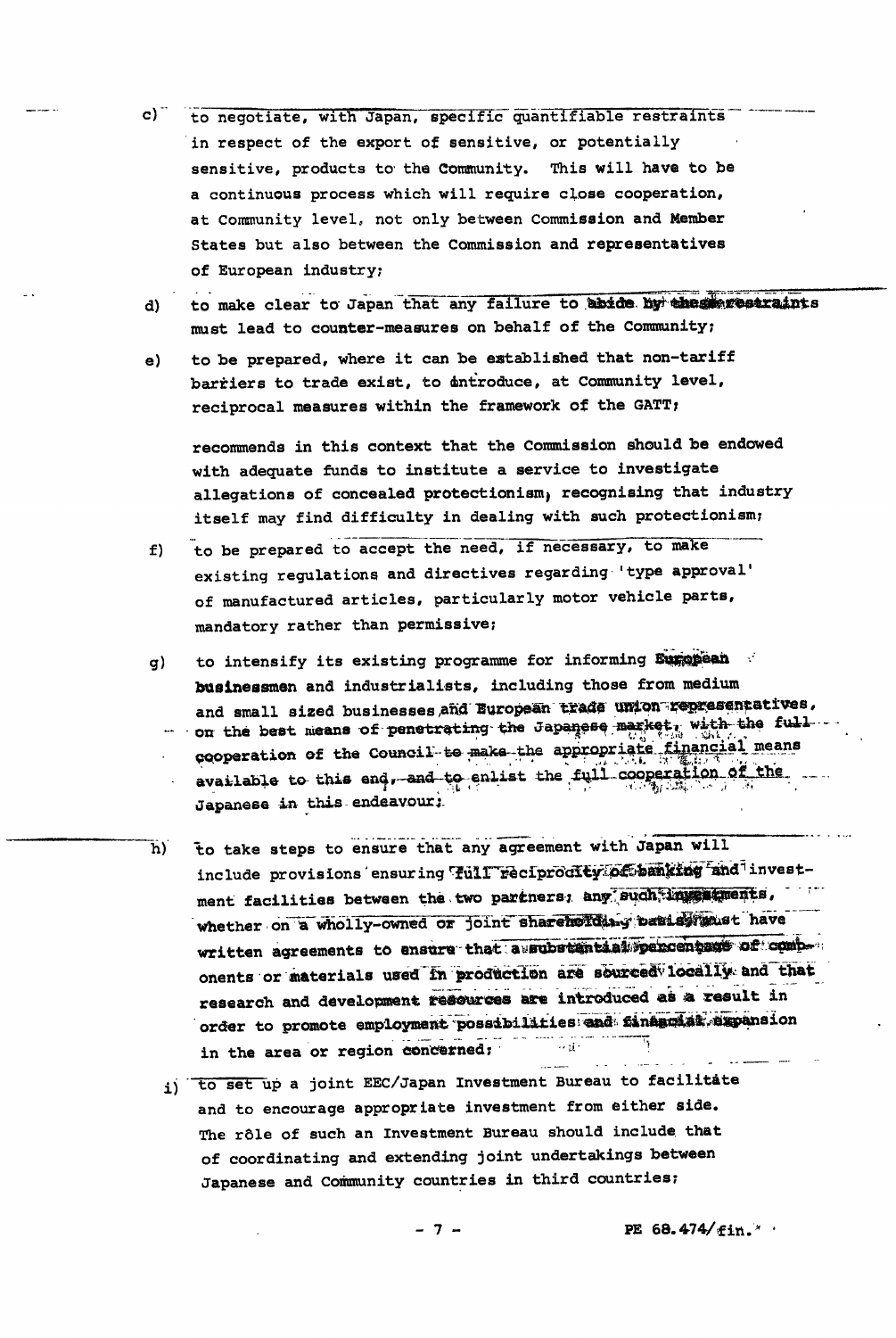c) to negotiate, with Japan, specific quantifiable restraints in respect of the export of sensitive, or potentially sensitive, products to the Community. This will have to be a continuous process which will require close cooperation, at Community level, not only between Commission and Member States but also between the Commission and representatives of European industry;

d) to make clear to Japan that any failure to abide by these restraints must lead to counter-measures on behalf of the Community;

e) to be prepared, where it can be established that non-tariff barriers to trade exist, to introduce, at Community level, reciprocal measures within the framework of the GATT;

recommends in this context that the Commission should be endowed with adequate funds to institute a service to investigate allegations of concealed protectionism, recognising that industry itself may find difficulty in dealing with such protectionism;

f) to be prepared to accept the need, if necessary, to make existing regulations and directives regarding 'type approval' of manufactured articles, particularly motor vehicle parts, mandatory rather than permissive;

g) to intensify its existing programme for informing European businessmen and industrialists, including those from medium and small sized businesses and European trade union representatives, on the best means of penetrating the Japanese market, with the full cooperation of the Council to make the appropriate financial means available to this end, and to enlist the full cooperation of the Japanese in this endeavour;

h) to take steps to ensure that any agreement with Japan will include provisions ensuring full reciprocity of banking and investment facilities between the two partners; any such investments, whether on a wholly-owned or joint shareholding basis, must have written agreements to ensure that a substantial percentage of components or materials used in production are sourced locally and that research and development resources are introduced as a result in order to promote employment possibilities and financial expansion in the area or region concerned;

i) to set up a joint EEC/Japan Investment Bureau to facilitate and to encourage appropriate investment from either side. The rôle of such an Investment Bureau should include that of coordinating and extending joint undertakings between Japanese and Community countries in third countries;

PE 68.474/fin.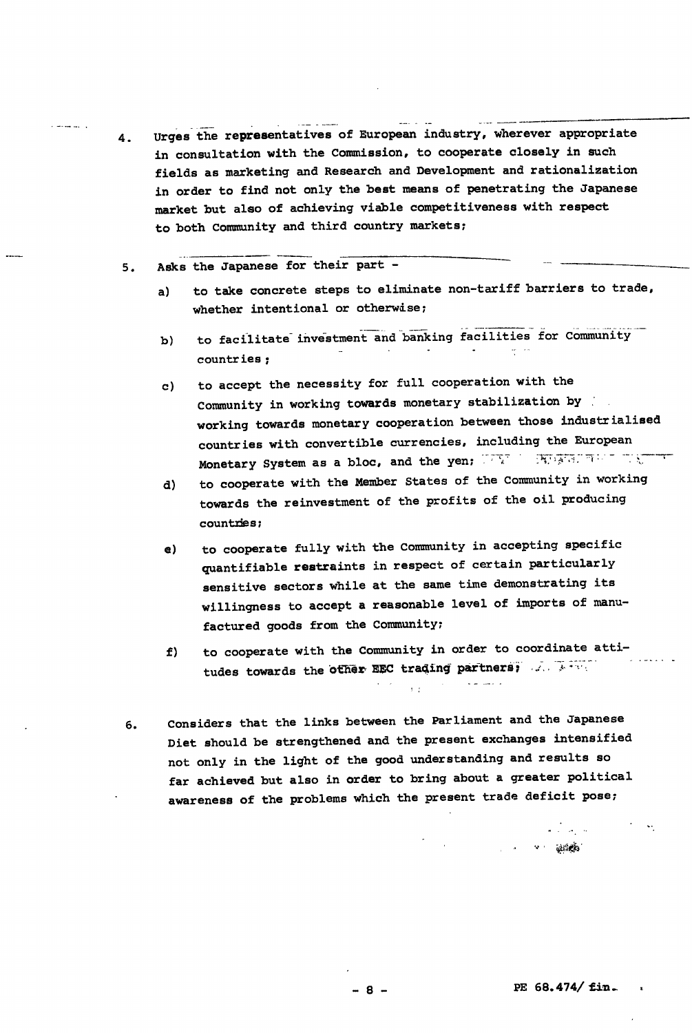4. Urges the representatives of European industry, wherever appropriate in consultation with the Commission, to cooperate closely in such fields as marketing and Research and Development and rationalization in order to find not only the best means of penetrating the Japanese market but also of achieving viable competitiveness with respect to both Community and third country markets;

5. Asks the Japanese for their part -

   a) to take concrete steps to eliminate non-tariff barriers to trade, whether intentional or otherwise;

   b) to facilitate investment and banking facilities for Community countries;

   c) to accept the necessity for full cooperation with the Community in working towards monetary stabilization by working towards monetary cooperation between those industrialised countries with convertible currencies, including the European Monetary System as a bloc, and the yen;

   d) to cooperate with the Member States of the Community in working towards the reinvestment of the profits of the oil producing countries;

   e) to cooperate fully with the Community in accepting specific quantifiable restraints in respect of certain particularly sensitive sectors while at the same time demonstrating its willingness to accept a reasonable level of imports of manufactured goods from the Community;

   f) to cooperate with the Community in order to coordinate attitudes towards the other EEC trading partners;

6. Considers that the links between the Parliament and the Japanese Diet should be strengthened and the present exchanges intensified not only in the light of the good understanding and results so far achieved but also in order to bring about a greater political awareness of the problems which the present trade deficit pose;

PE 68.474/fin.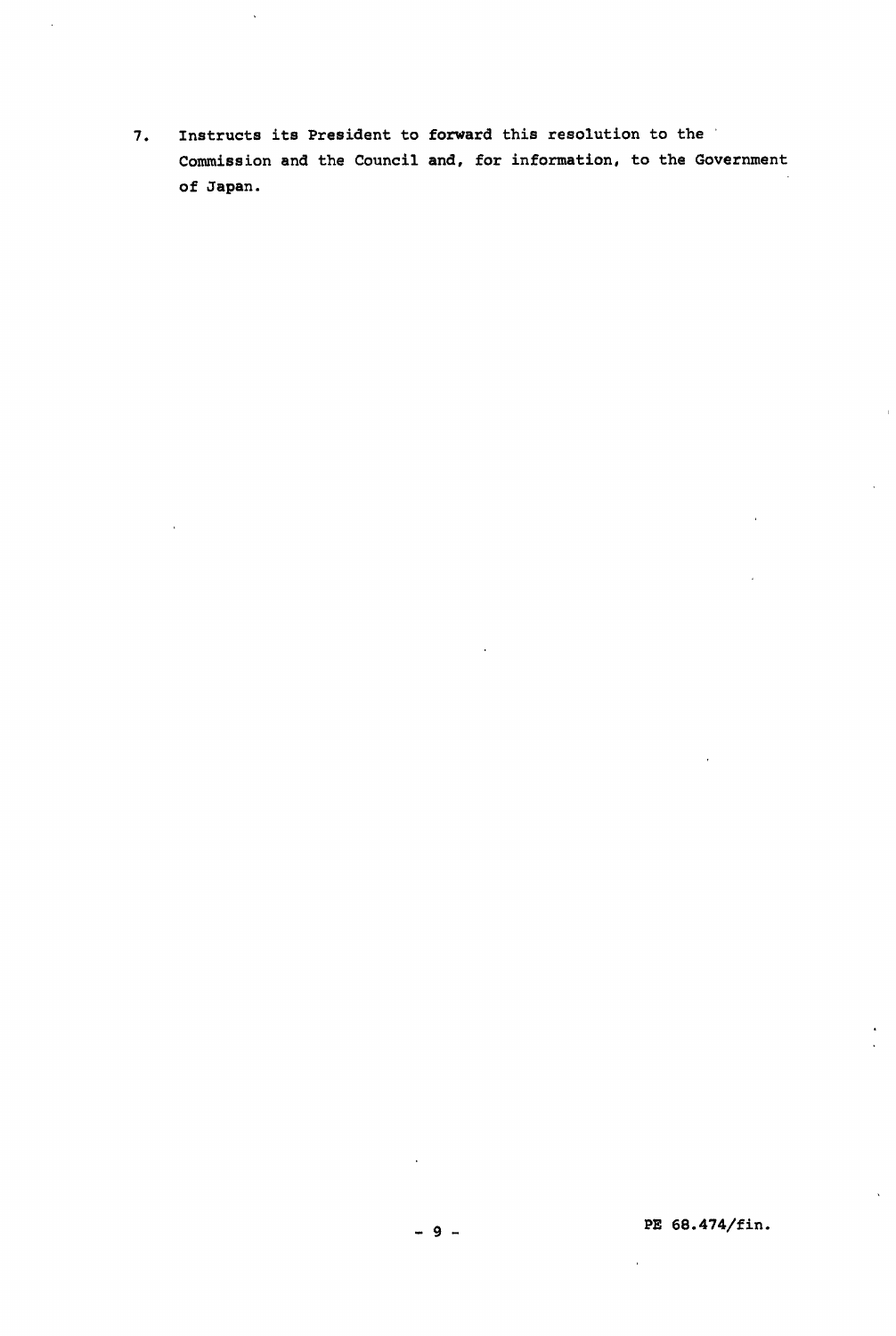7. Instructs its President to forward this resolution to the Commission and the Council and, for information, to the Government of Japan.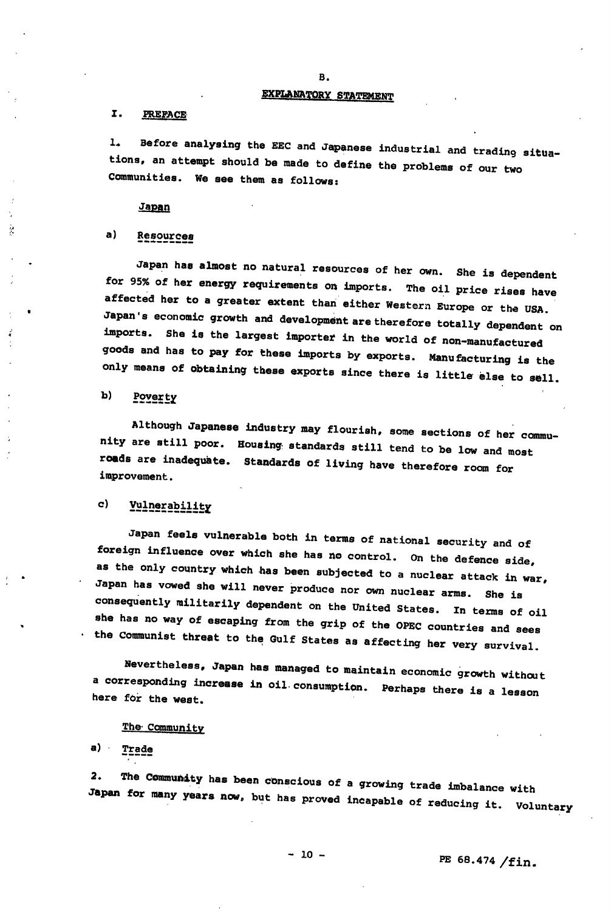B.

## EXPLANATORY STATEMENT

### I. PREFACE

1. Before analysing the EEC and Japanese industrial and trading situations, an attempt should be made to define the problems of our two Communities. We see them as follows:

#### Japan

a) Resources

Japan has almost no natural resources of her own. She is dependent for 95% of her energy requirements on imports. The oil price rises have affected her to a greater extent than either Western Europe or the USA. Japan's economic growth and development are therefore totally dependent on imports. She is the largest importer in the world of non-manufactured goods and has to pay for these imports by exports. Manufacturing is the only means of obtaining these exports since there is little else to sell.

b) Poverty

Although Japanese industry may flourish, some sections of her community are still poor. Housing standards still tend to be low and most roads are inadequate. Standards of living have therefore room for improvement.

c) Vulnerability

Japan feels vulnerable both in terms of national security and of foreign influence over which she has no control. On the defence side, as the only country which has been subjected to a nuclear attack in war, Japan has vowed she will never produce nor own nuclear arms. She is consequently militarily dependent on the United States. In terms of oil she has no way of escaping from the grip of the OPEC countries and sees the Communist threat to the Gulf States as affecting her very survival.

Nevertheless, Japan has managed to maintain economic growth without a corresponding increase in oil consumption. Perhaps there is a lesson here for the west.

#### The Community

a) Trade

2. The Community has been conscious of a growing trade imbalance with Japan for many years now, but has proved incapable of reducing it. Voluntary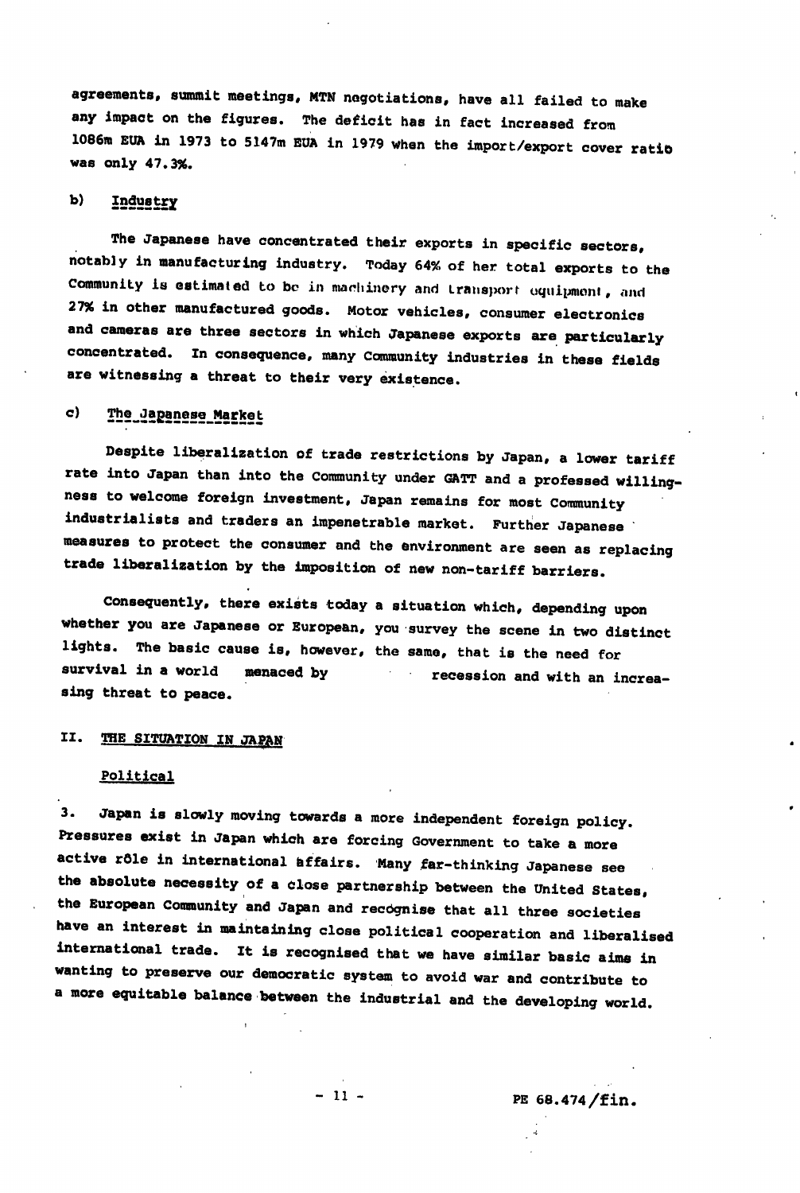agreements, summit meetings, MTN negotiations, have all failed to make any impact on the figures. The deficit has in fact increased from 1086m EUA in 1973 to 5147m EUA in 1979 when the import/export cover ratio was only 47.3%.

b) Industry

The Japanese have concentrated their exports in specific sectors, notably in manufacturing industry. Today 64% of her total exports to the Community is estimated to be in machinery and transport equipment, and 27% in other manufactured goods. Motor vehicles, consumer electronics and cameras are three sectors in which Japanese exports are particularly concentrated. In consequence, many Community industries in these fields are witnessing a threat to their very existence.

c) The Japanese Market

Despite liberalization of trade restrictions by Japan, a lower tariff rate into Japan than into the Community under GATT and a professed willingness to welcome foreign investment, Japan remains for most Community industrialists and traders an impenetrable market. Further Japanese measures to protect the consumer and the environment are seen as replacing trade liberalization by the imposition of new non-tariff barriers.

Consequently, there exists today a situation which, depending upon whether you are Japanese or European, you survey the scene in two distinct lights. The basic cause is, however, the same, that is the need for survival in a world menaced by recession and with an increasing threat to peace.

## II. THE SITUATION IN JAPAN

### Political

3. Japan is slowly moving towards a more independent foreign policy. Pressures exist in Japan which are forcing Government to take a more active rôle in international affairs. Many far-thinking Japanese see the absolute necessity of a close partnership between the United States, the European Community and Japan and recognise that all three societies have an interest in maintaining close political cooperation and liberalised international trade. It is recognised that we have similar basic aims in wanting to preserve our democratic system to avoid war and contribute to a more equitable balance between the industrial and the developing world.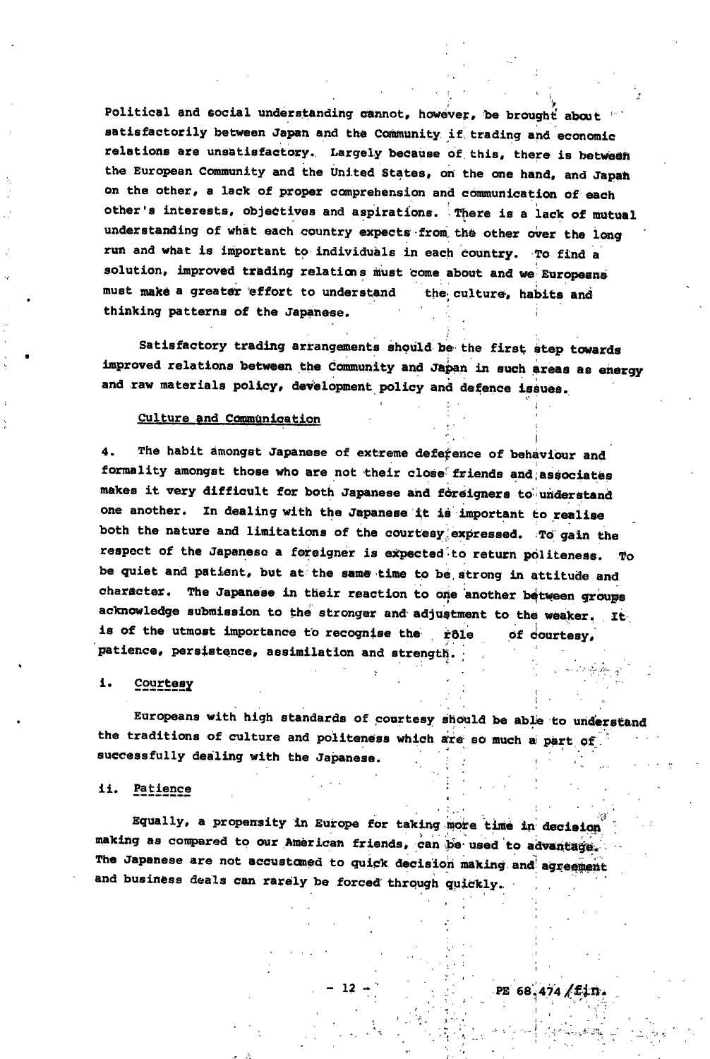Political and social understanding cannot, however, be brought about satisfactorily between Japan and the Community if trading and economic relations are unsatisfactory. Largely because of this, there is between the European Community and the United States, on the one hand, and Japan on the other, a lack of proper comprehension and communication of each other's interests, objectives and aspirations. There is a lack of mutual understanding of what each country expects from the other over the long run and what is important to individuals in each country. To find a solution, improved trading relations must come about and we Europeans must make a greater effort to understand the culture, habits and thinking patterns of the Japanese.

Satisfactory trading arrangements should be the first step towards improved relations between the Community and Japan in such areas as energy and raw materials policy, development policy and defence issues.

## Culture and Communication

4. The habit amongst Japanese of extreme deference of behaviour and formality amongst those who are not their close friends and associates makes it very difficult for both Japanese and foreigners to understand one another. In dealing with the Japanese it is important to realise both the nature and limitations of the courtesy expressed. To gain the respect of the Japanese a foreigner is expected to return politeness. To be quiet and patient, but at the same time to be strong in attitude and character. The Japanese in their reaction to one another between groups acknowledge submission to the stronger and adjustment to the weaker. It is of the utmost importance to recognise the rôle of courtesy, patience, persistence, assimilation and strength.

### i. Courtesy

Europeans with high standards of courtesy should be able to understand the traditions of culture and politeness which are so much a part of successfully dealing with the Japanese.

### ii. Patience

Equally, a propensity in Europe for taking more time in decision making as compared to our American friends, can be used to advantage. The Japanese are not accustomed to quick decision making and agreement and business deals can rarely be forced through quickly.

PE 68.474/fin.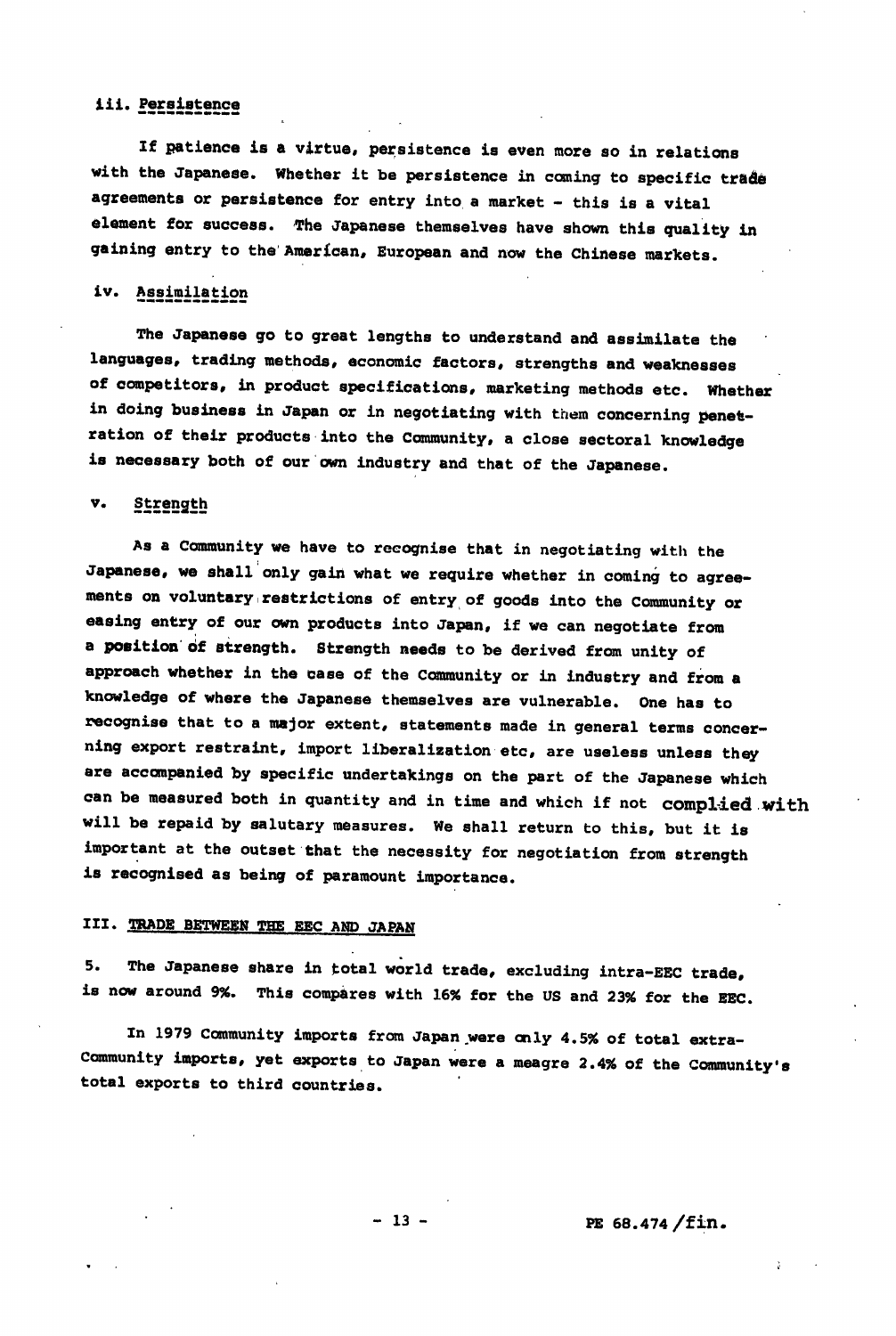### iii. Persistence

If patience is a virtue, persistence is even more so in relations with the Japanese. Whether it be persistence in coming to specific trade agreements or persistence for entry into a market - this is a vital element for success. The Japanese themselves have shown this quality in gaining entry to the American, European and now the Chinese markets.

### iv. Assimilation

The Japanese go to great lengths to understand and assimilate the languages, trading methods, economic factors, strengths and weaknesses of competitors, in product specifications, marketing methods etc. Whether in doing business in Japan or in negotiating with them concerning penetration of their products into the Community, a close sectoral knowledge is necessary both of our own industry and that of the Japanese.

### v. Strength

As a Community we have to recognise that in negotiating with the Japanese, we shall only gain what we require whether in coming to agreements on voluntary restrictions of entry of goods into the Community or easing entry of our own products into Japan, if we can negotiate from a position of strength. Strength needs to be derived from unity of approach whether in the case of the Community or in industry and from a knowledge of where the Japanese themselves are vulnerable. One has to recognise that to a major extent, statements made in general terms concerning export restraint, import liberalization etc, are useless unless they are accompanied by specific undertakings on the part of the Japanese which can be measured both in quantity and in time and which if not complied with will be repaid by salutary measures. We shall return to this, but it is important at the outset that the necessity for negotiation from strength is recognised as being of paramount importance.

## III. TRADE BETWEEN THE EEC AND JAPAN

5. The Japanese share in total world trade, excluding intra-EEC trade, is now around 9%. This compares with 16% for the US and 23% for the EEC.

In 1979 Community imports from Japan were only 4.5% of total extra-Community imports, yet exports to Japan were a meagre 2.4% of the Community's total exports to third countries.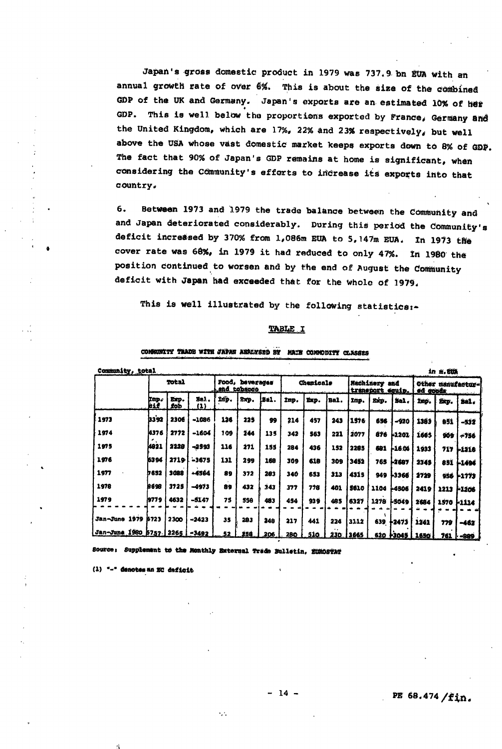Japan's gross domestic product in 1979 was 737.9 bn EUA with an annual growth rate of over 6%. This is about the size of the combined GDP of the UK and Germany. Japan's exports are an estimated 10% of her GDP. This is well below the proportions exported by France, Germany and the United Kingdom, which are 17%, 22% and 23% respectively, but well above the USA whose vast domestic market keeps exports down to 8% of GDP. The fact that 90% of Japan's GDP remains at home is significant, when considering the Community's efforts to increase its exports into that country.

6. Between 1973 and 1979 the trade balance between the Community and and Japan deteriorated considerably. During this period the Community's deficit increased by 370% from 1,086m EUA to 5,147m EUA. In 1973 the cover rate was 68%, in 1979 it had reduced to only 47%. In 1980 the position continued to worsen and by the end of August the Community deficit with Japan had exceeded that for the whole of 1979.

This is well illustrated by the following statistics:-

TABLE I

COMMUNITY TRADE WITH JAPAN ANALYSED BY MAIN COMMODITY CLASSES

Community, total — in m.EUA

| | Total | | | Food, beverages and tobacco | | | Chemicals | | | Machinery and transport equip. | | | Other manufactured goods | | |
|---|---|---|---|---|---|---|---|---|---|---|---|---|---|---|---|
| | Imp. cif | Exp. fob | Bal. (1) | Imp. | Exp. | Bal. | Imp. | Exp. | Bal. | Imp. | Exp. | Bal. | Imp. | Exp. | Bal. |
| 1973 | 3392 | 2306 | -1086 | 126 | 225 | 99 | 214 | 457 | 243 | 1576 | 656 | -920 | 1383 | 851 | -532 |
| 1974 | 4376 | 2772 | -1604 | 109 | 244 | 135 | 342 | 563 | 221 | 2077 | 876 | -1201 | 1665 | 909 | -756 |
| 1975 | 4821 | 2228 | -2593 | 116 | 271 | 155 | 284 | 436 | 152 | 2285 | 681 | -1604 | 1933 | 717 | -1216 |
| 1976 | 6394 | 2719 | -3675 | 131 | 299 | 168 | 309 | 618 | 309 | 3452 | 765 | -2687 | 2345 | 851 | -1494 |
| 1977 | 7652 | 3088 | -4564 | 89 | 372 | 283 | 340 | 653 | 313 | 4315 | 949 | -3366 | 2729 | 956 | -1773 |
| 1978 | 8698 | 3725 | -4973 | 89 | 432 | 343 | 377 | 778 | 401 | 5610 | 1104 | -4506 | 2419 | 1213 | -1206 |
| 1979 | 9779 | 4632 | -5147 | 75 | 558 | 483 | 454 | 939 | 485 | 6327 | 1278 | -5049 | 2684 | 1570 | -1114 |
| Jan-June 1979 | 4723 | 2300 | -2423 | 35 | 283 | 248 | 217 | 441 | 224 | 3112 | 639 | -2473 | 1241 | 779 | -462 |
| Jan-June 1980 | 5757 | 2265 | -3492 | 52 | 258 | 206 | 280 | 510 | 230 | 3665 | 620 | -3045 | 1650 | 761 | -889 |

Source: Supplement to the Monthly External Trade Bulletin, EUROSTAT

(1) "-" denotes an EC deficit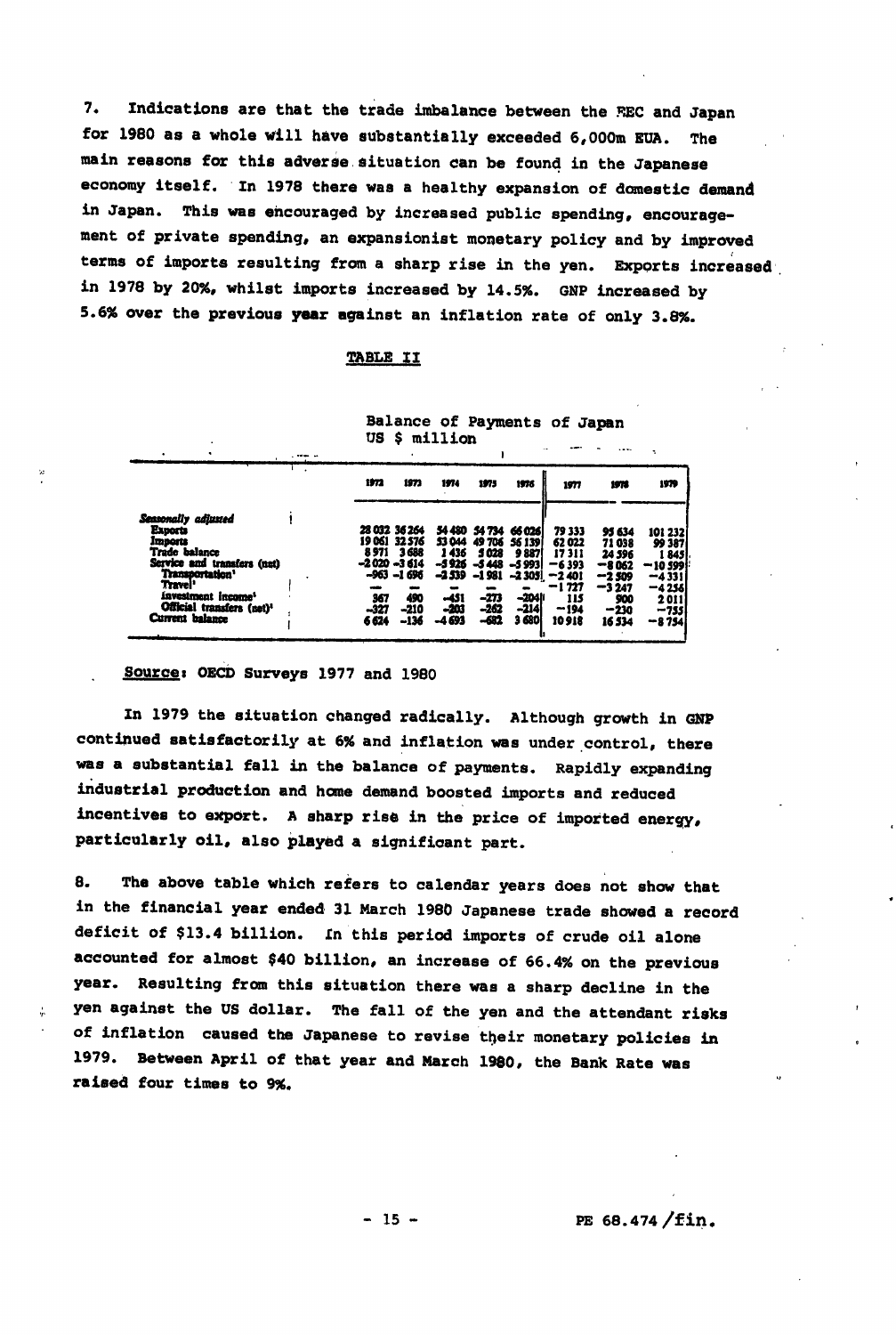7. Indications are that the trade imbalance between the EEC and Japan for 1980 as a whole will have substantially exceeded 6,000m EUA. The main reasons for this adverse situation can be found in the Japanese economy itself. In 1978 there was a healthy expansion of domestic demand in Japan. This was encouraged by increased public spending, encouragement of private spending, an expansionist monetary policy and by improved terms of imports resulting from a sharp rise in the yen. Exports increased in 1978 by 20%, whilst imports increased by 14.5%. GNP increased by 5.6% over the previous year against an inflation rate of only 3.8%.

TABLE II

Balance of Payments of Japan
US $ million

| | 1972 | 1973 | 1974 | 1975 | 1976 | 1977 | 1978 | 1979 |
|---|---|---|---|---|---|---|---|---|
| *Seasonally adjusted* | | | | | | | | |
| Exports | 28 032 | 36 264 | 54 480 | 54 734 | 66 026 | 79 333 | 95 634 | 101 232 |
| Imports | 19 061 | 32 576 | 53 044 | 49 706 | 56 139 | 62 022 | 71 038 | 99 387 |
| Trade balance | 8 971 | 3 688 | 1 436 | 5 028 | 9 887 | 17 311 | 24 596 | 1 845 |
| Service and transfers (net) | −2 020 | −3 614 | −5 926 | −5 448 | −5 993 | −6 393 | −8 062 | −10 599 |
| Transportation[1] | −963 | −1 696 | −2 539 | −1 981 | −2 305 | −2 401 | −2 509 | −4 331 |
| Travel[1] | — | — | — | — | — | −1 727 | −3 247 | −4 256 |
| Investment income[1] | 367 | 490 | −451 | −273 | −204 | 115 | 900 | 2 011 |
| Official transfers (net)[1] | −327 | −210 | −203 | −262 | −214 | −194 | −230 | −755 |
| Current balance | 6 624 | −136 | −4 693 | −682 | 3 680 | 10 918 | 16 534 | −8 754 |

Source: OECD Surveys 1977 and 1980

In 1979 the situation changed radically. Although growth in GNP continued satisfactorily at 6% and inflation was under control, there was a substantial fall in the balance of payments. Rapidly expanding industrial production and home demand boosted imports and reduced incentives to export. A sharp rise in the price of imported energy, particularly oil, also played a significant part.

8. The above table which refers to calendar years does not show that in the financial year ended 31 March 1980 Japanese trade showed a record deficit of $13.4 billion. In this period imports of crude oil alone accounted for almost $40 billion, an increase of 66.4% on the previous year. Resulting from this situation there was a sharp decline in the yen against the US dollar. The fall of the yen and the attendant risks of inflation caused the Japanese to revise their monetary policies in 1979. Between April of that year and March 1980, the Bank Rate was raised four times to 9%.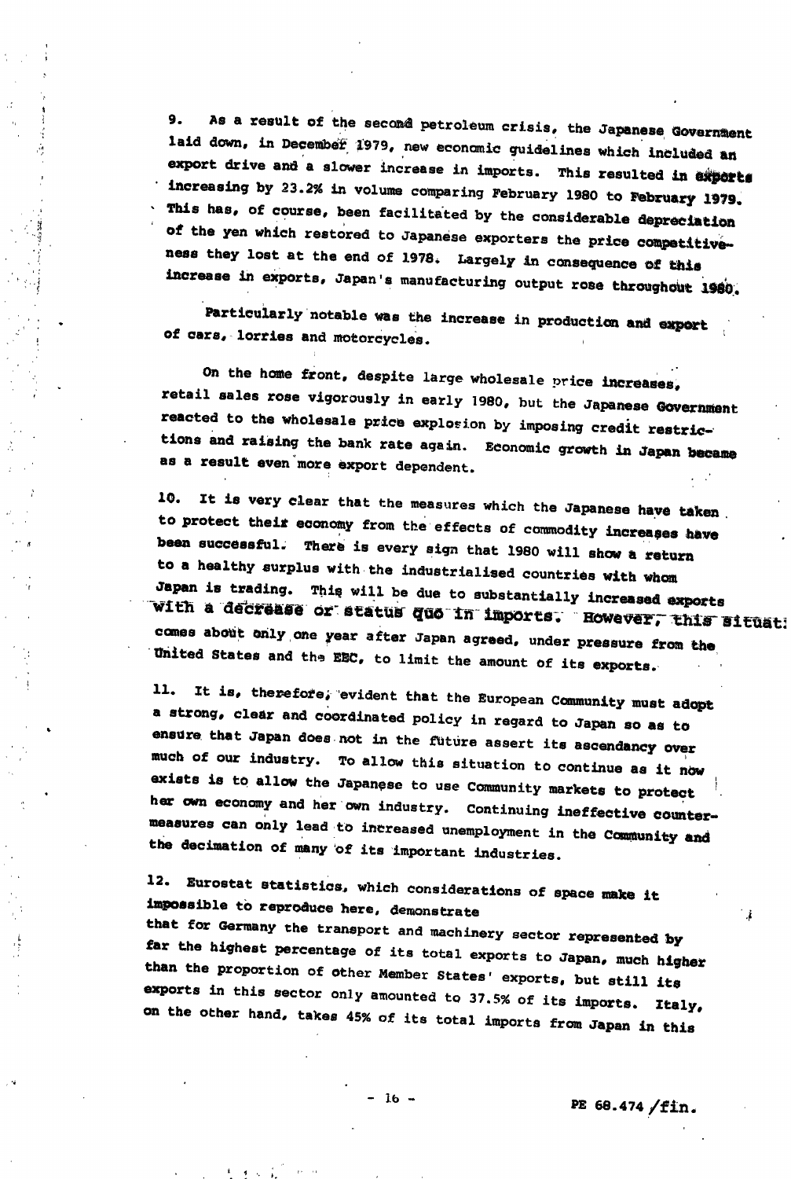9. As a result of the second petroleum crisis, the Japanese Government laid down, in December 1979, new economic guidelines which included an export drive and a slower increase in imports. This resulted in exports increasing by 23.2% in volume comparing February 1980 to February 1979. This has, of course, been facilitated by the considerable depreciation of the yen which restored to Japanese exporters the price competitiveness they lost at the end of 1978. Largely in consequence of this increase in exports, Japan's manufacturing output rose throughout 1980.

Particularly notable was the increase in production and export of cars, lorries and motorcycles.

On the home front, despite large wholesale price increases, retail sales rose vigorously in early 1980, but the Japanese Government reacted to the wholesale price explosion by imposing credit restrictions and raising the bank rate again. Economic growth in Japan became as a result even more export dependent.

10. It is very clear that the measures which the Japanese have taken to protect their economy from the effects of commodity increases have been successful. There is every sign that 1980 will show a return to a healthy surplus with the industrialised countries with whom Japan is trading. This will be due to substantially increased exports with a decrease or status quo in imports. However, this situati comes about only one year after Japan agreed, under pressure from the United States and the EEC, to limit the amount of its exports.

11. It is, therefore, evident that the European Community must adopt a strong, clear and coordinated policy in regard to Japan so as to ensure that Japan does not in the future assert its ascendancy over much of our industry. To allow this situation to continue as it now exists is to allow the Japanese to use Community markets to protect her own economy and her own industry. Continuing ineffective countermeasures can only lead to increased unemployment in the Community and the decimation of many of its important industries.

12. Eurostat statistics, which considerations of space make it impossible to reproduce here, demonstrate
that for Germany the transport and machinery sector represented by far the highest percentage of its total exports to Japan, much higher than the proportion of other Member States' exports, but still its exports in this sector only amounted to 37.5% of its imports. Italy, on the other hand, takes 45% of its total imports from Japan in this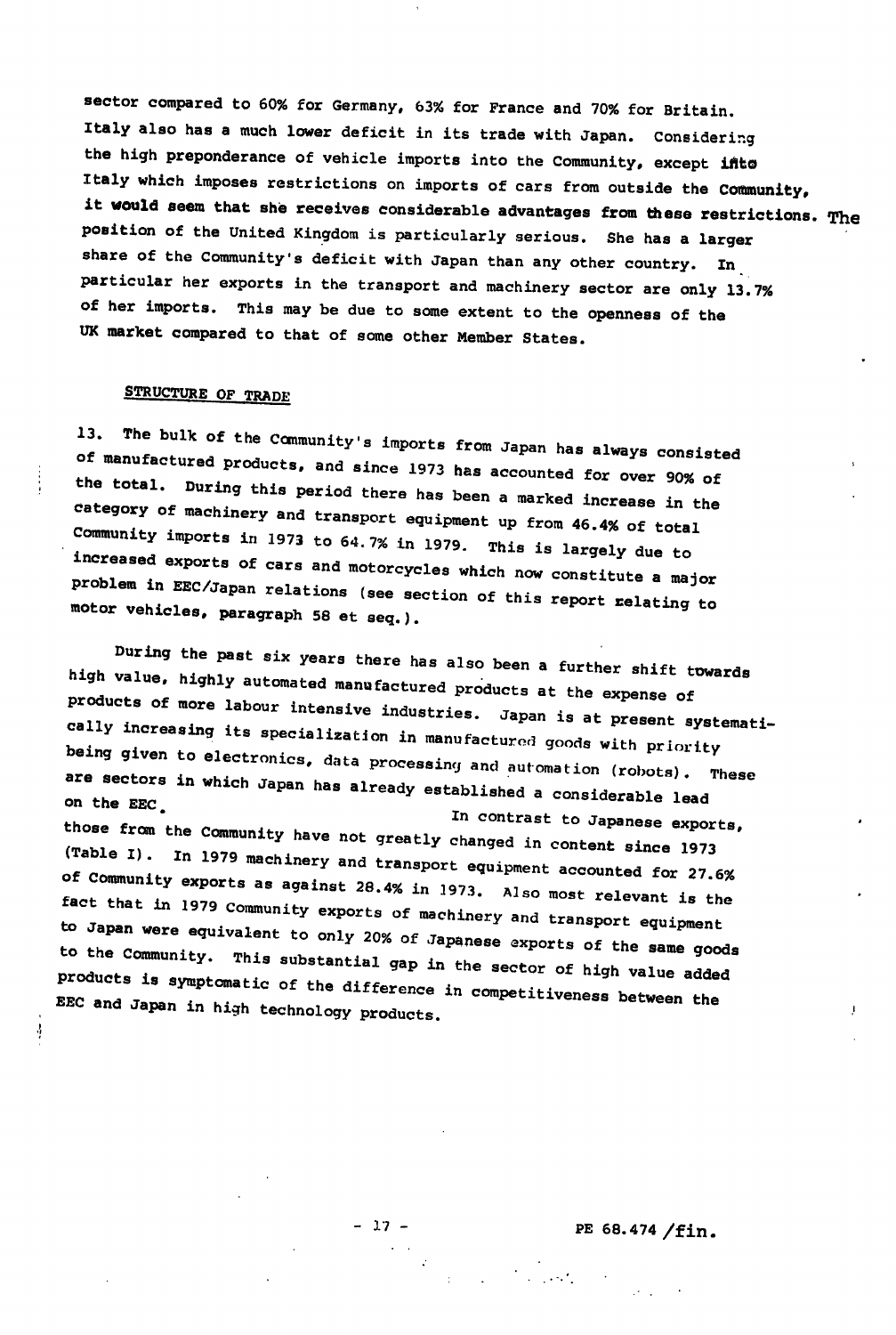sector compared to 60% for Germany, 63% for France and 70% for Britain. Italy also has a much lower deficit in its trade with Japan. Considering the high preponderance of vehicle imports into the Community, except into Italy which imposes restrictions on imports of cars from outside the Community, it would seem that she receives considerable advantages from these restrictions. The position of the United Kingdom is particularly serious. She has a larger share of the Community's deficit with Japan than any other country. In particular her exports in the transport and machinery sector are only 13.7% of her imports. This may be due to some extent to the openness of the UK market compared to that of some other Member States.

## STRUCTURE OF TRADE

13. The bulk of the Community's imports from Japan has always consisted of manufactured products, and since 1973 has accounted for over 90% of the total. During this period there has been a marked increase in the category of machinery and transport equipment up from 46.4% of total Community imports in 1973 to 64.7% in 1979. This is largely due to increased exports of cars and motorcycles which now constitute a major problem in EEC/Japan relations (see section of this report relating to motor vehicles, paragraph 58 et seq.).

During the past six years there has also been a further shift towards high value, highly automated manufactured products at the expense of products of more labour intensive industries. Japan is at present systematically increasing its specialization in manufactured goods with priority being given to electronics, data processing and automation (robots). These are sectors in which Japan has already established a considerable lead on the EEC.

In contrast to Japanese exports, those from the Community have not greatly changed in content since 1973 (Table I). In 1979 machinery and transport equipment accounted for 27.6% of Community exports as against 28.4% in 1973. Also most relevant is the fact that in 1979 Community exports of machinery and transport equipment to Japan were equivalent to only 20% of Japanese exports of the same goods to the Community. This substantial gap in the sector of high value added products is symptomatic of the difference in competitiveness between the EEC and Japan in high technology products.